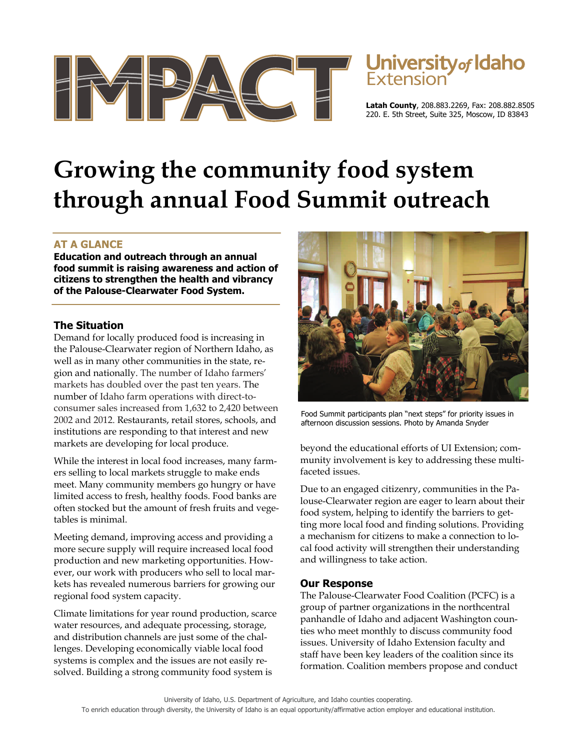# IMPACT

University *of* Idaho Extension

**Latah County**, 208.883.2269, Fax: 208.882.8505
220. E. 5th Street, Suite 325, Moscow, ID 83843

# Growing the community food system through annual Food Summit outreach

## AT A GLANCE

**Education and outreach through an annual food summit is raising awareness and action of citizens to strengthen the health and vibrancy of the Palouse-Clearwater Food System.**

### The Situation

Demand for locally produced food is increasing in the Palouse-Clearwater region of Northern Idaho, as well as in many other communities in the state, region and nationally. The number of Idaho farmers' markets has doubled over the past ten years. The number of Idaho farm operations with direct-to-consumer sales increased from 1,632 to 2,420 between 2002 and 2012. Restaurants, retail stores, schools, and institutions are responding to that interest and new markets are developing for local produce.

While the interest in local food increases, many farmers selling to local markets struggle to make ends meet. Many community members go hungry or have limited access to fresh, healthy foods. Food banks are often stocked but the amount of fresh fruits and vegetables is minimal.

Meeting demand, improving access and providing a more secure supply will require increased local food production and new marketing opportunities. However, our work with producers who sell to local markets has revealed numerous barriers for growing our regional food system capacity.

Climate limitations for year round production, scarce water resources, and adequate processing, storage, and distribution channels are just some of the challenges. Developing economically viable local food systems is complex and the issues are not easily resolved. Building a strong community food system is beyond the educational efforts of UI Extension; community involvement is key to addressing these multifaceted issues.

Food Summit participants plan "next steps" for priority issues in afternoon discussion sessions. Photo by Amanda Snyder

Due to an engaged citizenry, communities in the Palouse-Clearwater region are eager to learn about their food system, helping to identify the barriers to getting more local food and finding solutions. Providing a mechanism for citizens to make a connection to local food activity will strengthen their understanding and willingness to take action.

### Our Response

The Palouse-Clearwater Food Coalition (PCFC) is a group of partner organizations in the northcentral panhandle of Idaho and adjacent Washington counties who meet monthly to discuss community food issues. University of Idaho Extension faculty and staff have been key leaders of the coalition since its formation. Coalition members propose and conduct

University of Idaho, U.S. Department of Agriculture, and Idaho counties cooperating.
To enrich education through diversity, the University of Idaho is an equal opportunity/affirmative action employer and educational institution.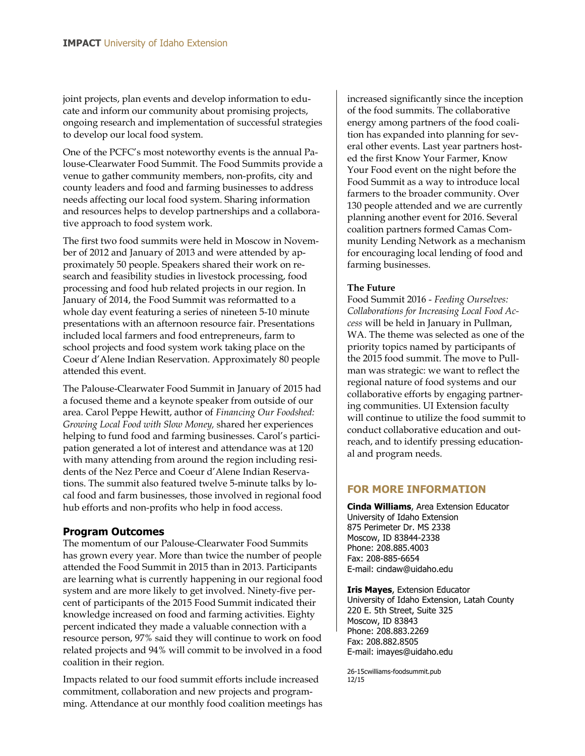joint projects, plan events and develop information to educate and inform our community about promising projects, ongoing research and implementation of successful strategies to develop our local food system.

One of the PCFC's most noteworthy events is the annual Palouse-Clearwater Food Summit. The Food Summits provide a venue to gather community members, non-profits, city and county leaders and food and farming businesses to address needs affecting our local food system. Sharing information and resources helps to develop partnerships and a collaborative approach to food system work.

The first two food summits were held in Moscow in November of 2012 and January of 2013 and were attended by approximately 50 people. Speakers shared their work on research and feasibility studies in livestock processing, food processing and food hub related projects in our region. In January of 2014, the Food Summit was reformatted to a whole day event featuring a series of nineteen 5-10 minute presentations with an afternoon resource fair. Presentations included local farmers and food entrepreneurs, farm to school projects and food system work taking place on the Coeur d'Alene Indian Reservation. Approximately 80 people attended this event.

The Palouse-Clearwater Food Summit in January of 2015 had a focused theme and a keynote speaker from outside of our area. Carol Peppe Hewitt, author of *Financing Our Foodshed: Growing Local Food with Slow Money,* shared her experiences helping to fund food and farming businesses. Carol's participation generated a lot of interest and attendance was at 120 with many attending from around the region including residents of the Nez Perce and Coeur d'Alene Indian Reservations. The summit also featured twelve 5-minute talks by local food and farm businesses, those involved in regional food hub efforts and non-profits who help in food access.

## Program Outcomes

The momentum of our Palouse-Clearwater Food Summits has grown every year. More than twice the number of people attended the Food Summit in 2015 than in 2013. Participants are learning what is currently happening in our regional food system and are more likely to get involved. Ninety-five percent of participants of the 2015 Food Summit indicated their knowledge increased on food and farming activities. Eighty percent indicated they made a valuable connection with a resource person, 97% said they will continue to work on food related projects and 94% will commit to be involved in a food coalition in their region.

Impacts related to our food summit efforts include increased commitment, collaboration and new projects and programming. Attendance at our monthly food coalition meetings has increased significantly since the inception of the food summits. The collaborative energy among partners of the food coalition has expanded into planning for several other events. Last year partners hosted the first Know Your Farmer, Know Your Food event on the night before the Food Summit as a way to introduce local farmers to the broader community. Over 130 people attended and we are currently planning another event for 2016. Several coalition partners formed Camas Community Lending Network as a mechanism for encouraging local lending of food and farming businesses.

**The Future**

Food Summit 2016 - *Feeding Ourselves: Collaborations for Increasing Local Food Access* will be held in January in Pullman, WA. The theme was selected as one of the priority topics named by participants of the 2015 food summit. The move to Pullman was strategic: we want to reflect the regional nature of food systems and our collaborative efforts by engaging partnering communities. UI Extension faculty will continue to utilize the food summit to conduct collaborative education and outreach, and to identify pressing educational and program needs.

## FOR MORE INFORMATION

**Cinda Williams**, Area Extension Educator
University of Idaho Extension
875 Perimeter Dr. MS 2338
Moscow, ID 83844-2338
Phone: 208.885.4003
Fax: 208-885-6654
E-mail: cindaw@uidaho.edu

**Iris Mayes**, Extension Educator
University of Idaho Extension, Latah County
220 E. 5th Street, Suite 325
Moscow, ID 83843
Phone: 208.883.2269
Fax: 208.882.8505
E-mail: imayes@uidaho.edu

26-15cwilliams-foodsummit.pub
12/15